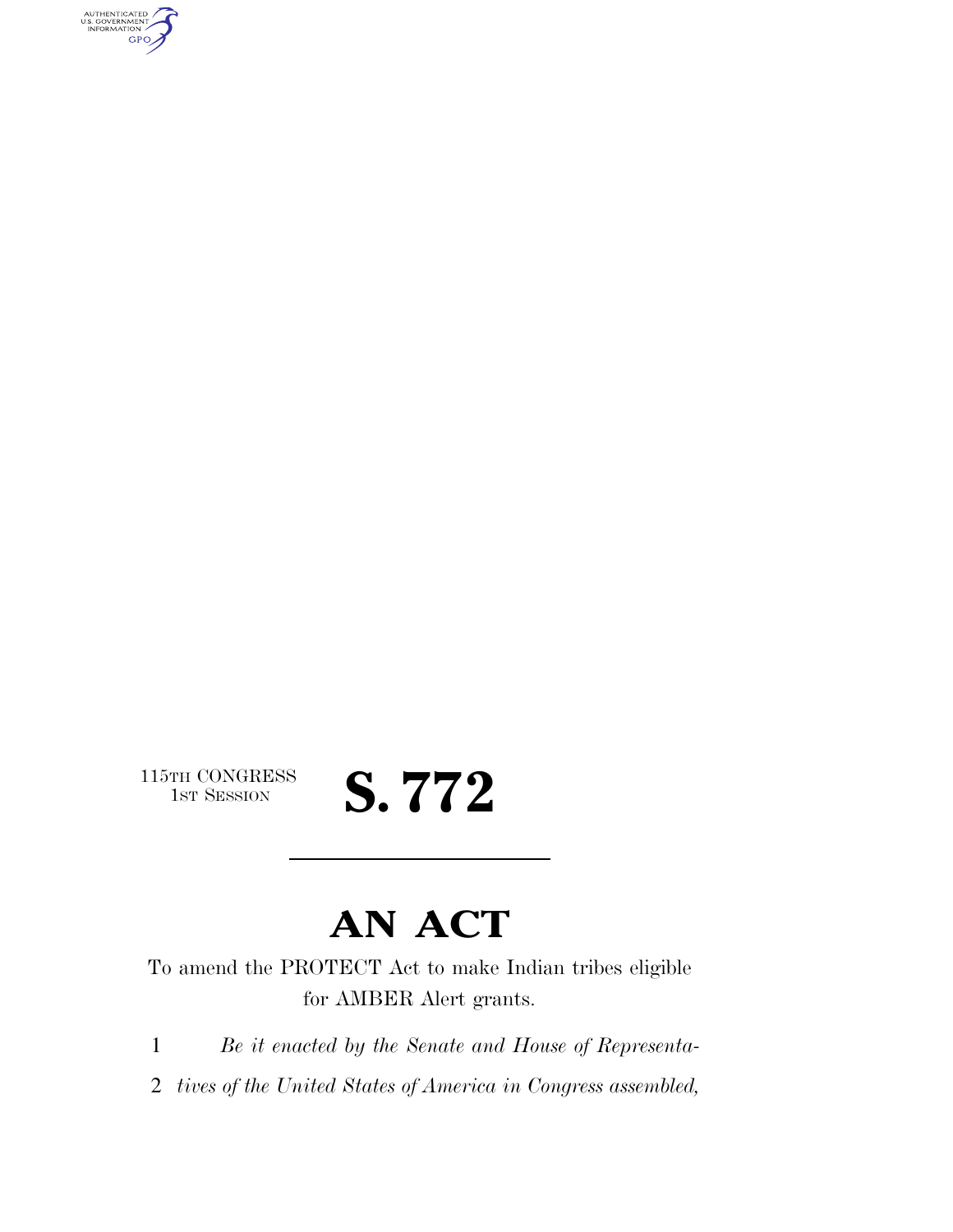115TH CONGRESS
1ST SESSION

# S. 772

---

# AN ACT

To amend the PROTECT Act to make Indian tribes eligible for AMBER Alert grants.

1 *Be it enacted by the Senate and House of Representa-*
2 *tives of the United States of America in Congress assembled,*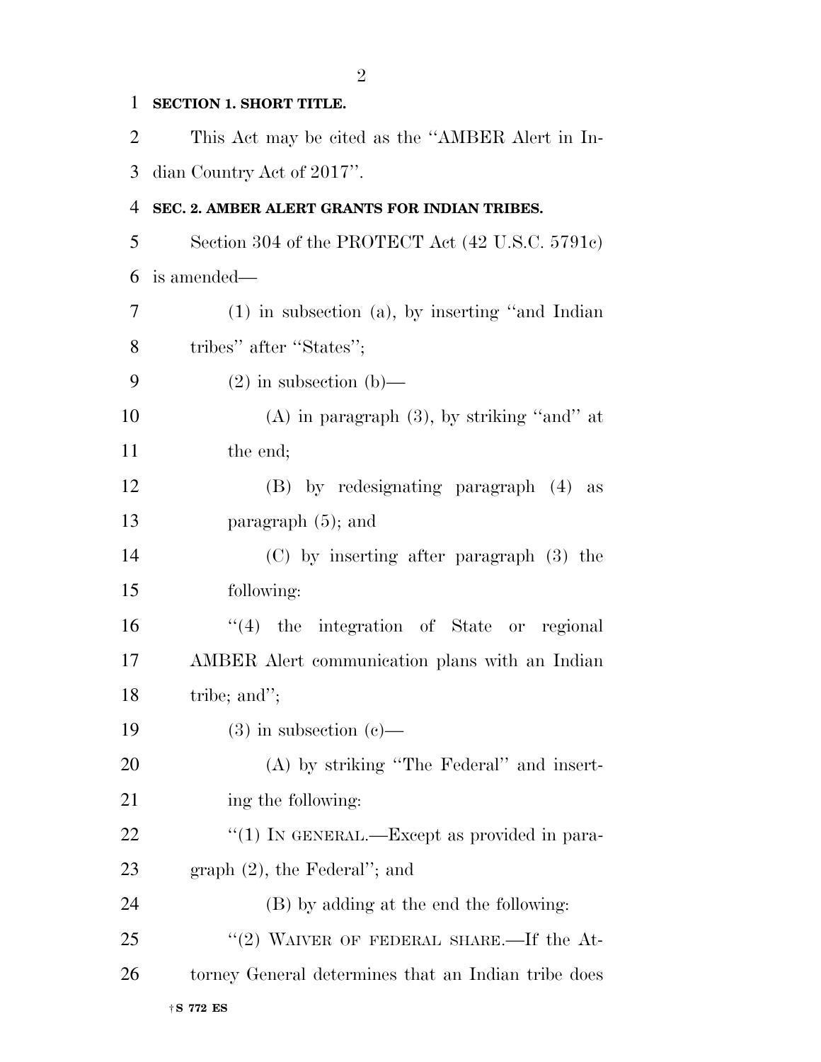**SECTION 1. SHORT TITLE.**

This Act may be cited as the "AMBER Alert in Indian Country Act of 2017".

**SEC. 2. AMBER ALERT GRANTS FOR INDIAN TRIBES.**

Section 304 of the PROTECT Act (42 U.S.C. 5791c) is amended—

(1) in subsection (a), by inserting "and Indian tribes" after "States";

(2) in subsection (b)—

(A) in paragraph (3), by striking "and" at the end;

(B) by redesignating paragraph (4) as paragraph (5); and

(C) by inserting after paragraph (3) the following:

"(4) the integration of State or regional AMBER Alert communication plans with an Indian tribe; and";

(3) in subsection (c)—

(A) by striking "The Federal" and inserting the following:

"(1) IN GENERAL.—Except as provided in paragraph (2), the Federal"; and

(B) by adding at the end the following:

"(2) WAIVER OF FEDERAL SHARE.—If the Attorney General determines that an Indian tribe does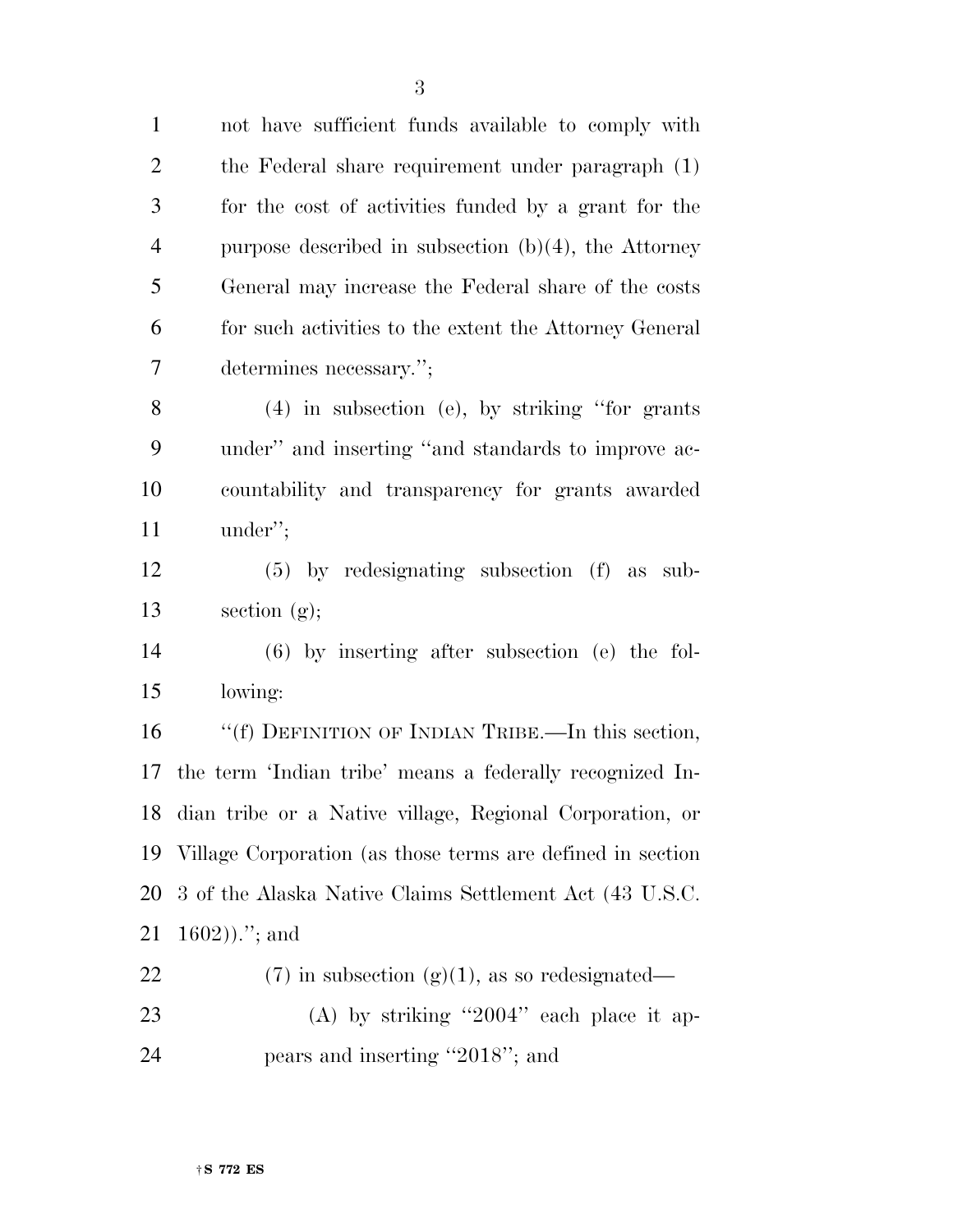not have sufficient funds available to comply with the Federal share requirement under paragraph (1) for the cost of activities funded by a grant for the purpose described in subsection (b)(4), the Attorney General may increase the Federal share of the costs for such activities to the extent the Attorney General determines necessary.'';

(4) in subsection (e), by striking ''for grants under'' and inserting ''and standards to improve accountability and transparency for grants awarded under'';

(5) by redesignating subsection (f) as subsection (g);

(6) by inserting after subsection (e) the following:

''(f) DEFINITION OF INDIAN TRIBE.—In this section, the term 'Indian tribe' means a federally recognized Indian tribe or a Native village, Regional Corporation, or Village Corporation (as those terms are defined in section 3 of the Alaska Native Claims Settlement Act (43 U.S.C. 1602)).''; and

(7) in subsection (g)(1), as so redesignated—

(A) by striking ''2004'' each place it appears and inserting ''2018''; and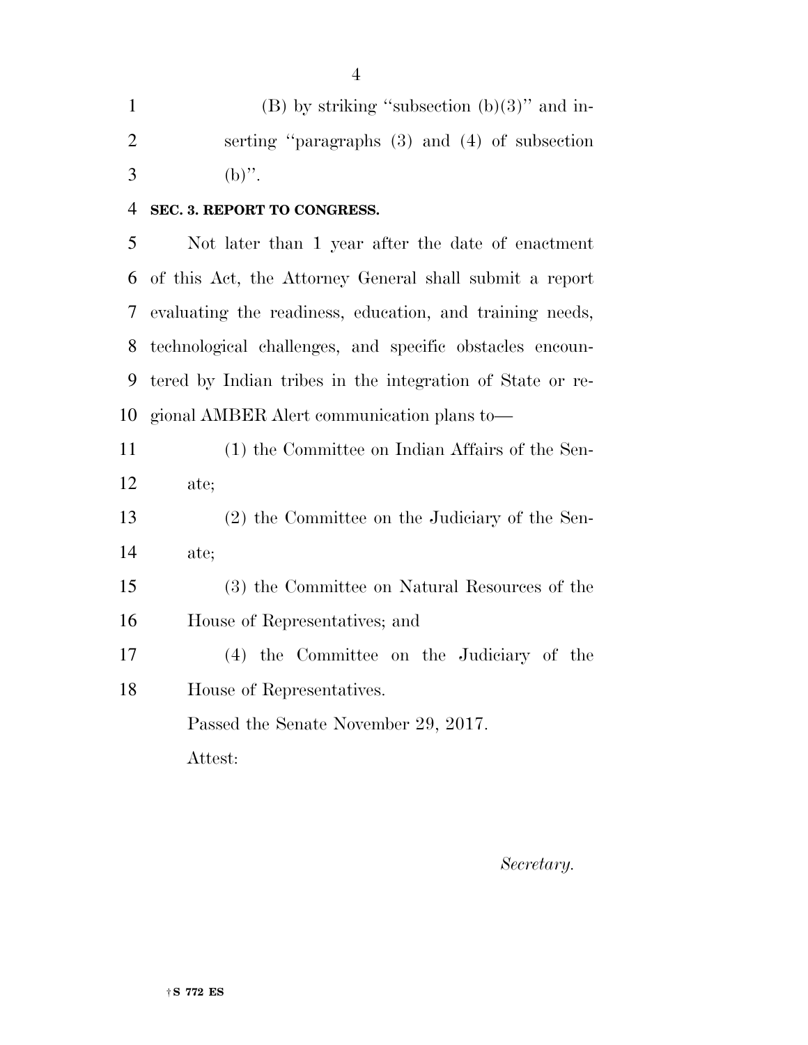(B) by striking ''subsection (b)(3)'' and inserting ''paragraphs (3) and (4) of subsection (b)''.

**SEC. 3. REPORT TO CONGRESS.**

Not later than 1 year after the date of enactment of this Act, the Attorney General shall submit a report evaluating the readiness, education, and training needs, technological challenges, and specific obstacles encountered by Indian tribes in the integration of State or regional AMBER Alert communication plans to—

(1) the Committee on Indian Affairs of the Senate;

(2) the Committee on the Judiciary of the Senate;

(3) the Committee on Natural Resources of the House of Representatives; and

(4) the Committee on the Judiciary of the House of Representatives.

Passed the Senate November 29, 2017.

Attest:

*Secretary.*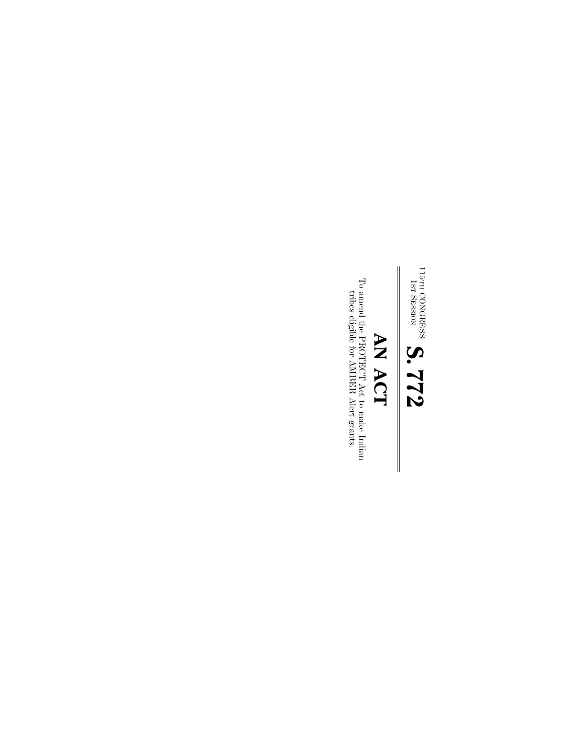115TH CONGRESS
1ST SESSION

# S. 772

# AN ACT

To amend the PROTECT Act to make Indian tribes eligible for AMBER Alert grants.